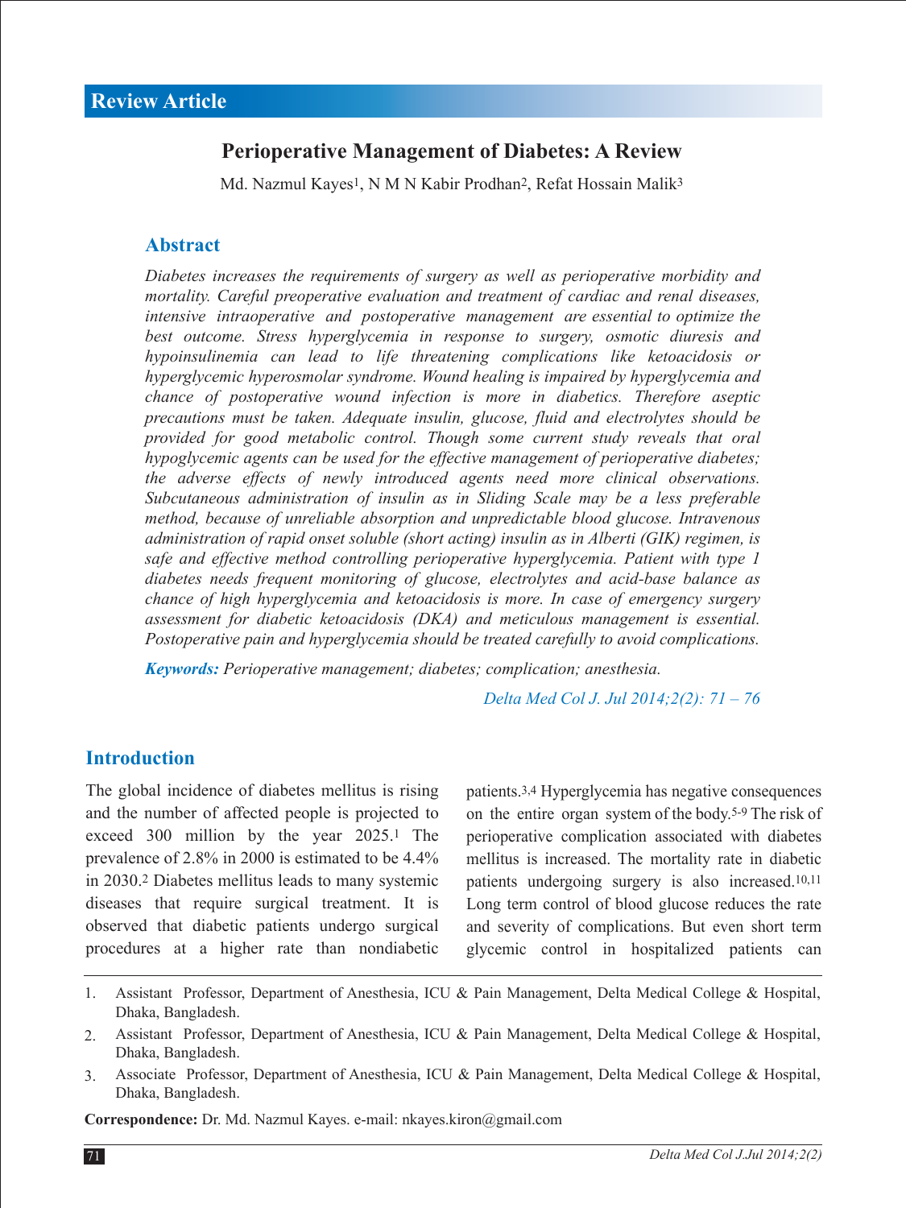Review Article

# Perioperative Management of Diabetes: A Review

Md. Nazmul Kayes[1], N M N Kabir Prodhan[2], Refat Hossain Malik[3]

## Abstract

*Diabetes increases the requirements of surgery as well as perioperative morbidity and mortality. Careful preoperative evaluation and treatment of cardiac and renal diseases, intensive intraoperative and postoperative management are essential to optimize the best outcome. Stress hyperglycemia in response to surgery, osmotic diuresis and hypoinsulinemia can lead to life threatening complications like ketoacidosis or hyperglycemic hyperosmolar syndrome. Wound healing is impaired by hyperglycemia and chance of postoperative wound infection is more in diabetics. Therefore aseptic precautions must be taken. Adequate insulin, glucose, fluid and electrolytes should be provided for good metabolic control. Though some current study reveals that oral hypoglycemic agents can be used for the effective management of perioperative diabetes; the adverse effects of newly introduced agents need more clinical observations. Subcutaneous administration of insulin as in Sliding Scale may be a less preferable method, because of unreliable absorption and unpredictable blood glucose. Intravenous administration of rapid onset soluble (short acting) insulin as in Alberti (GIK) regimen, is safe and effective method controlling perioperative hyperglycemia. Patient with type 1 diabetes needs frequent monitoring of glucose, electrolytes and acid-base balance as chance of high hyperglycemia and ketoacidosis is more. In case of emergency surgery assessment for diabetic ketoacidosis (DKA) and meticulous management is essential. Postoperative pain and hyperglycemia should be treated carefully to avoid complications.*

***Keywords:*** *Perioperative management; diabetes; complication; anesthesia.*

*Delta Med Col J. Jul 2014;2(2): 71 – 76*

## Introduction

The global incidence of diabetes mellitus is rising and the number of affected people is projected to exceed 300 million by the year 2025.[1] The prevalence of 2.8% in 2000 is estimated to be 4.4% in 2030.[2] Diabetes mellitus leads to many systemic diseases that require surgical treatment. It is observed that diabetic patients undergo surgical procedures at a higher rate than nondiabetic patients.[3,4] Hyperglycemia has negative consequences on the entire organ system of the body.[5-9] The risk of perioperative complication associated with diabetes mellitus is increased. The mortality rate in diabetic patients undergoing surgery is also increased.[10,11] Long term control of blood glucose reduces the rate and severity of complications. But even short term glycemic control in hospitalized patients can

1. Assistant Professor, Department of Anesthesia, ICU & Pain Management, Delta Medical College & Hospital, Dhaka, Bangladesh.
2. Assistant Professor, Department of Anesthesia, ICU & Pain Management, Delta Medical College & Hospital, Dhaka, Bangladesh.
3. Associate Professor, Department of Anesthesia, ICU & Pain Management, Delta Medical College & Hospital, Dhaka, Bangladesh.

**Correspondence:** Dr. Md. Nazmul Kayes. e-mail: nkayes.kiron@gmail.com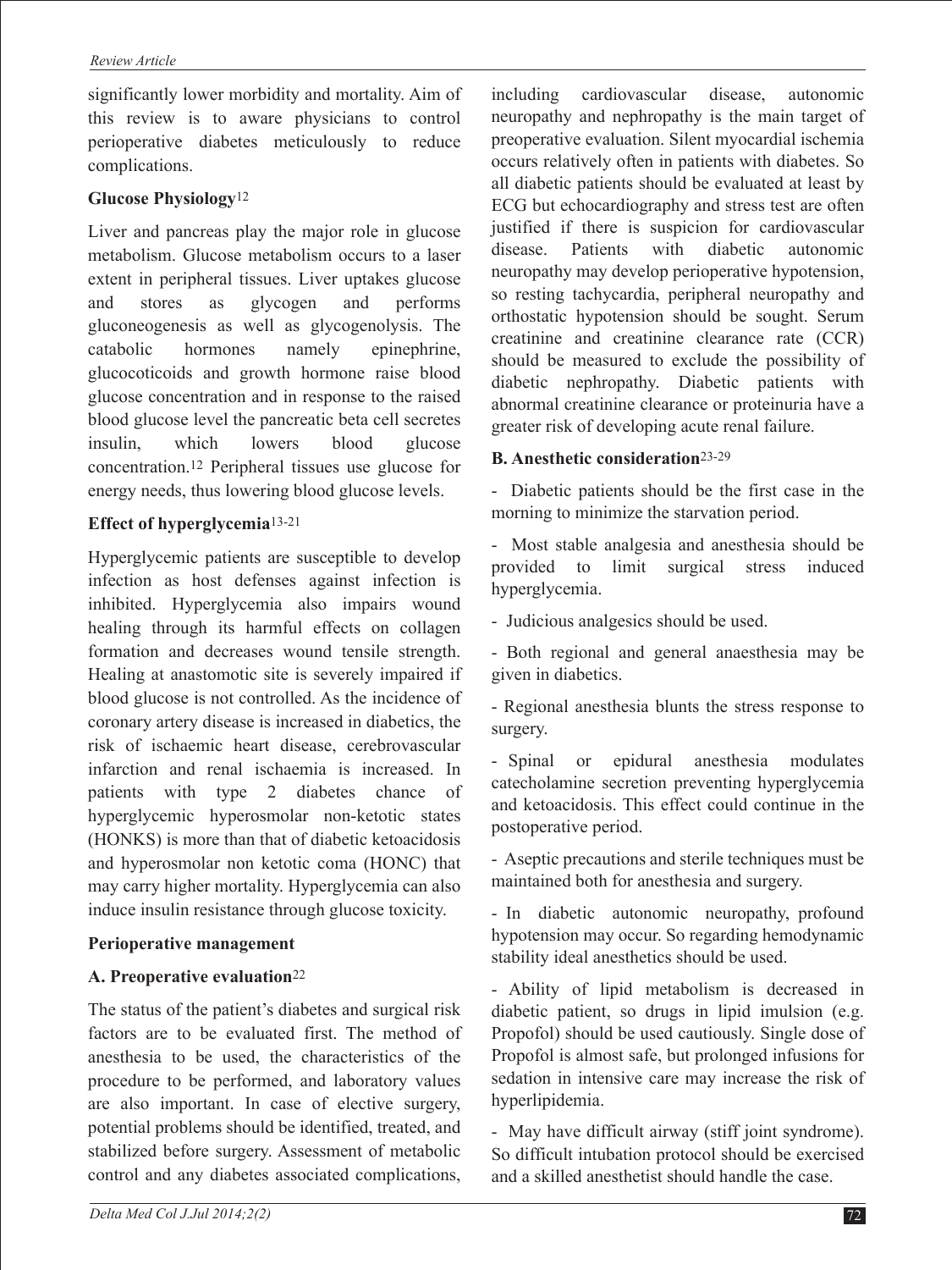significantly lower morbidity and mortality. Aim of this review is to aware physicians to control perioperative diabetes meticulously to reduce complications.

**Glucose Physiology**[12]

Liver and pancreas play the major role in glucose metabolism. Glucose metabolism occurs to a laser extent in peripheral tissues. Liver uptakes glucose and stores as glycogen and performs gluconeogenesis as well as glycogenolysis. The catabolic hormones namely epinephrine, glucocoticoids and growth hormone raise blood glucose concentration and in response to the raised blood glucose level the pancreatic beta cell secretes insulin, which lowers blood glucose concentration.[12] Peripheral tissues use glucose for energy needs, thus lowering blood glucose levels.

**Effect of hyperglycemia**[13-21]

Hyperglycemic patients are susceptible to develop infection as host defenses against infection is inhibited. Hyperglycemia also impairs wound healing through its harmful effects on collagen formation and decreases wound tensile strength. Healing at anastomotic site is severely impaired if blood glucose is not controlled. As the incidence of coronary artery disease is increased in diabetics, the risk of ischaemic heart disease, cerebrovascular infarction and renal ischaemia is increased. In patients with type 2 diabetes chance of hyperglycemic hyperosmolar non-ketotic states (HONKS) is more than that of diabetic ketoacidosis and hyperosmolar non ketotic coma (HONC) that may carry higher mortality. Hyperglycemia can also induce insulin resistance through glucose toxicity.

**Perioperative management**

**A. Preoperative evaluation**[22]

The status of the patient's diabetes and surgical risk factors are to be evaluated first. The method of anesthesia to be used, the characteristics of the procedure to be performed, and laboratory values are also important. In case of elective surgery, potential problems should be identified, treated, and stabilized before surgery. Assessment of metabolic control and any diabetes associated complications, including cardiovascular disease, autonomic neuropathy and nephropathy is the main target of preoperative evaluation. Silent myocardial ischemia occurs relatively often in patients with diabetes. So all diabetic patients should be evaluated at least by ECG but echocardiography and stress test are often justified if there is suspicion for cardiovascular disease. Patients with diabetic autonomic neuropathy may develop perioperative hypotension, so resting tachycardia, peripheral neuropathy and orthostatic hypotension should be sought. Serum creatinine and creatinine clearance rate (CCR) should be measured to exclude the possibility of diabetic nephropathy. Diabetic patients with abnormal creatinine clearance or proteinuria have a greater risk of developing acute renal failure.

**B. Anesthetic consideration**[23-29]

- Diabetic patients should be the first case in the morning to minimize the starvation period.

- Most stable analgesia and anesthesia should be provided to limit surgical stress induced hyperglycemia.

- Judicious analgesics should be used.

- Both regional and general anaesthesia may be given in diabetics.

- Regional anesthesia blunts the stress response to surgery.

- Spinal or epidural anesthesia modulates catecholamine secretion preventing hyperglycemia and ketoacidosis. This effect could continue in the postoperative period.

- Aseptic precautions and sterile techniques must be maintained both for anesthesia and surgery.

- In diabetic autonomic neuropathy, profound hypotension may occur. So regarding hemodynamic stability ideal anesthetics should be used.

- Ability of lipid metabolism is decreased in diabetic patient, so drugs in lipid imulsion (e.g. Propofol) should be used cautiously. Single dose of Propofol is almost safe, but prolonged infusions for sedation in intensive care may increase the risk of hyperlipidemia.

- May have difficult airway (stiff joint syndrome). So difficult intubation protocol should be exercised and a skilled anesthetist should handle the case.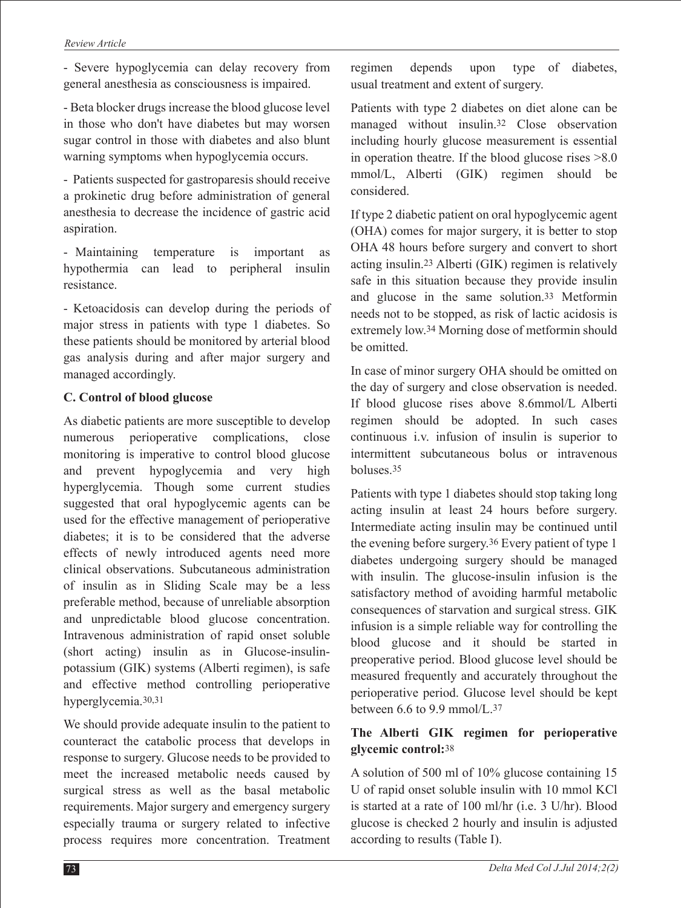- Severe hypoglycemia can delay recovery from general anesthesia as consciousness is impaired.

- Beta blocker drugs increase the blood glucose level in those who don't have diabetes but may worsen sugar control in those with diabetes and also blunt warning symptoms when hypoglycemia occurs.

- Patients suspected for gastroparesis should receive a prokinetic drug before administration of general anesthesia to decrease the incidence of gastric acid aspiration.

- Maintaining temperature is important as hypothermia can lead to peripheral insulin resistance.

- Ketoacidosis can develop during the periods of major stress in patients with type 1 diabetes. So these patients should be monitored by arterial blood gas analysis during and after major surgery and managed accordingly.

**C. Control of blood glucose**

As diabetic patients are more susceptible to develop numerous perioperative complications, close monitoring is imperative to control blood glucose and prevent hypoglycemia and very high hyperglycemia. Though some current studies suggested that oral hypoglycemic agents can be used for the effective management of perioperative diabetes; it is to be considered that the adverse effects of newly introduced agents need more clinical observations. Subcutaneous administration of insulin as in Sliding Scale may be a less preferable method, because of unreliable absorption and unpredictable blood glucose concentration. Intravenous administration of rapid onset soluble (short acting) insulin as in Glucose-insulin-potassium (GIK) systems (Alberti regimen), is safe and effective method controlling perioperative hyperglycemia.[30,31]

We should provide adequate insulin to the patient to counteract the catabolic process that develops in response to surgery. Glucose needs to be provided to meet the increased metabolic needs caused by surgical stress as well as the basal metabolic requirements. Major surgery and emergency surgery especially trauma or surgery related to infective process requires more concentration. Treatment regimen depends upon type of diabetes, usual treatment and extent of surgery.

Patients with type 2 diabetes on diet alone can be managed without insulin.[32] Close observation including hourly glucose measurement is essential in operation theatre. If the blood glucose rises >8.0 mmol/L, Alberti (GIK) regimen should be considered.

If type 2 diabetic patient on oral hypoglycemic agent (OHA) comes for major surgery, it is better to stop OHA 48 hours before surgery and convert to short acting insulin.[23] Alberti (GIK) regimen is relatively safe in this situation because they provide insulin and glucose in the same solution.[33] Metformin needs not to be stopped, as risk of lactic acidosis is extremely low.[34] Morning dose of metformin should be omitted.

In case of minor surgery OHA should be omitted on the day of surgery and close observation is needed. If blood glucose rises above 8.6mmol/L Alberti regimen should be adopted. In such cases continuous i.v. infusion of insulin is superior to intermittent subcutaneous bolus or intravenous boluses.[35]

Patients with type 1 diabetes should stop taking long acting insulin at least 24 hours before surgery. Intermediate acting insulin may be continued until the evening before surgery.[36] Every patient of type 1 diabetes undergoing surgery should be managed with insulin. The glucose-insulin infusion is the satisfactory method of avoiding harmful metabolic consequences of starvation and surgical stress. GIK infusion is a simple reliable way for controlling the blood glucose and it should be started in preoperative period. Blood glucose level should be measured frequently and accurately throughout the perioperative period. Glucose level should be kept between 6.6 to 9.9 mmol/L.[37]

**The Alberti GIK regimen for perioperative glycemic control:**[38]

A solution of 500 ml of 10% glucose containing 15 U of rapid onset soluble insulin with 10 mmol KCl is started at a rate of 100 ml/hr (i.e. 3 U/hr). Blood glucose is checked 2 hourly and insulin is adjusted according to results (Table I).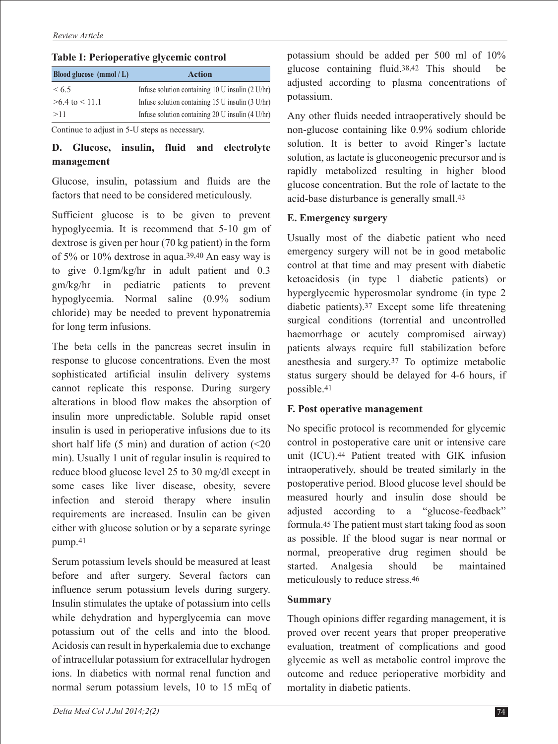**Table I: Perioperative glycemic control**

| Blood glucose (mmol / L) | Action |
|---|---|
| < 6.5 | Infuse solution containing 10 U insulin (2 U/hr) |
| >6.4 to < 11.1 | Infuse solution containing 15 U insulin (3 U/hr) |
| >11 | Infuse solution containing 20 U insulin (4 U/hr) |

Continue to adjust in 5-U steps as necessary.

### D. Glucose, insulin, fluid and electrolyte management

Glucose, insulin, potassium and fluids are the factors that need to be considered meticulously.

Sufficient glucose is to be given to prevent hypoglycemia. It is recommend that 5-10 gm of dextrose is given per hour (70 kg patient) in the form of 5% or 10% dextrose in aqua.[39,40] An easy way is to give 0.1gm/kg/hr in adult patient and 0.3 gm/kg/hr in pediatric patients to prevent hypoglycemia. Normal saline (0.9% sodium chloride) may be needed to prevent hyponatremia for long term infusions.

The beta cells in the pancreas secret insulin in response to glucose concentrations. Even the most sophisticated artificial insulin delivery systems cannot replicate this response. During surgery alterations in blood flow makes the absorption of insulin more unpredictable. Soluble rapid onset insulin is used in perioperative infusions due to its short half life (5 min) and duration of action (<20 min). Usually 1 unit of regular insulin is required to reduce blood glucose level 25 to 30 mg/dl except in some cases like liver disease, obesity, severe infection and steroid therapy where insulin requirements are increased. Insulin can be given either with glucose solution or by a separate syringe pump.[41]

Serum potassium levels should be measured at least before and after surgery. Several factors can influence serum potassium levels during surgery. Insulin stimulates the uptake of potassium into cells while dehydration and hyperglycemia can move potassium out of the cells and into the blood. Acidosis can result in hyperkalemia due to exchange of intracellular potassium for extracellular hydrogen ions. In diabetics with normal renal function and normal serum potassium levels, 10 to 15 mEq of potassium should be added per 500 ml of 10% glucose containing fluid.[38,42] This should be adjusted according to plasma concentrations of potassium.

Any other fluids needed intraoperatively should be non-glucose containing like 0.9% sodium chloride solution. It is better to avoid Ringer's lactate solution, as lactate is gluconeogenic precursor and is rapidly metabolized resulting in higher blood glucose concentration. But the role of lactate to the acid-base disturbance is generally small.[43]

### E. Emergency surgery

Usually most of the diabetic patient who need emergency surgery will not be in good metabolic control at that time and may present with diabetic ketoacidosis (in type 1 diabetic patients) or hyperglycemic hyperosmolar syndrome (in type 2 diabetic patients).[37] Except some life threatening surgical conditions (torrential and uncontrolled haemorrhage or acutely compromised airway) patients always require full stabilization before anesthesia and surgery.[37] To optimize metabolic status surgery should be delayed for 4-6 hours, if possible.[41]

### F. Post operative management

No specific protocol is recommended for glycemic control in postoperative care unit or intensive care unit (ICU).[44] Patient treated with GIK infusion intraoperatively, should be treated similarly in the postoperative period. Blood glucose level should be measured hourly and insulin dose should be adjusted according to a "glucose-feedback" formula.[45] The patient must start taking food as soon as possible. If the blood sugar is near normal or normal, preoperative drug regimen should be started. Analgesia should be maintained meticulously to reduce stress.[46]

### Summary

Though opinions differ regarding management, it is proved over recent years that proper preoperative evaluation, treatment of complications and good glycemic as well as metabolic control improve the outcome and reduce perioperative morbidity and mortality in diabetic patients.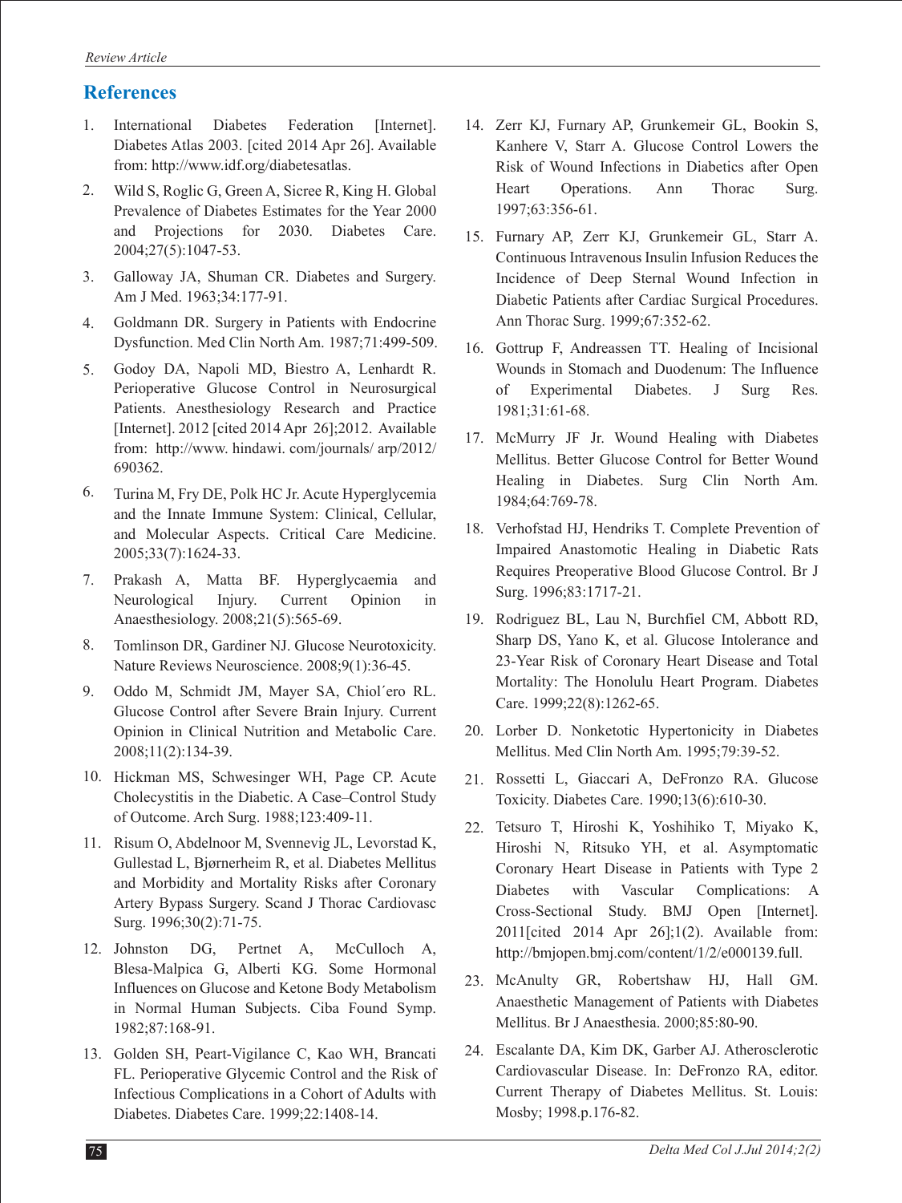## References

1. International Diabetes Federation [Internet]. Diabetes Atlas 2003. [cited 2014 Apr 26]. Available from: http://www.idf.org/diabetesatlas.
2. Wild S, Roglic G, Green A, Sicree R, King H. Global Prevalence of Diabetes Estimates for the Year 2000 and Projections for 2030. Diabetes Care. 2004;27(5):1047-53.
3. Galloway JA, Shuman CR. Diabetes and Surgery. Am J Med. 1963;34:177-91.
4. Goldmann DR. Surgery in Patients with Endocrine Dysfunction. Med Clin North Am. 1987;71:499-509.
5. Godoy DA, Napoli MD, Biestro A, Lenhardt R. Perioperative Glucose Control in Neurosurgical Patients. Anesthesiology Research and Practice [Internet]. 2012 [cited 2014 Apr 26];2012. Available from: http://www. hindawi. com/journals/ arp/2012/ 690362.
6. Turina M, Fry DE, Polk HC Jr. Acute Hyperglycemia and the Innate Immune System: Clinical, Cellular, and Molecular Aspects. Critical Care Medicine. 2005;33(7):1624-33.
7. Prakash A, Matta BF. Hyperglycaemia and Neurological Injury. Current Opinion in Anaesthesiology. 2008;21(5):565-69.
8. Tomlinson DR, Gardiner NJ. Glucose Neurotoxicity. Nature Reviews Neuroscience. 2008;9(1):36-45.
9. Oddo M, Schmidt JM, Mayer SA, Chiol´ero RL. Glucose Control after Severe Brain Injury. Current Opinion in Clinical Nutrition and Metabolic Care. 2008;11(2):134-39.
10. Hickman MS, Schwesinger WH, Page CP. Acute Cholecystitis in the Diabetic. A Case–Control Study of Outcome. Arch Surg. 1988;123:409-11.
11. Risum O, Abdelnoor M, Svennevig JL, Levorstad K, Gullestad L, Bjørnerheim R, et al. Diabetes Mellitus and Morbidity and Mortality Risks after Coronary Artery Bypass Surgery. Scand J Thorac Cardiovasc Surg. 1996;30(2):71-75.
12. Johnston DG, Pertnet A, McCulloch A, Blesa-Malpica G, Alberti KG. Some Hormonal Influences on Glucose and Ketone Body Metabolism in Normal Human Subjects. Ciba Found Symp. 1982;87:168-91.
13. Golden SH, Peart-Vigilance C, Kao WH, Brancati FL. Perioperative Glycemic Control and the Risk of Infectious Complications in a Cohort of Adults with Diabetes. Diabetes Care. 1999;22:1408-14.
14. Zerr KJ, Furnary AP, Grunkemeir GL, Bookin S, Kanhere V, Starr A. Glucose Control Lowers the Risk of Wound Infections in Diabetics after Open Heart Operations. Ann Thorac Surg. 1997;63:356-61.
15. Furnary AP, Zerr KJ, Grunkemeir GL, Starr A. Continuous Intravenous Insulin Infusion Reduces the Incidence of Deep Sternal Wound Infection in Diabetic Patients after Cardiac Surgical Procedures. Ann Thorac Surg. 1999;67:352-62.
16. Gottrup F, Andreassen TT. Healing of Incisional Wounds in Stomach and Duodenum: The Influence of Experimental Diabetes. J Surg Res. 1981;31:61-68.
17. McMurry JF Jr. Wound Healing with Diabetes Mellitus. Better Glucose Control for Better Wound Healing in Diabetes. Surg Clin North Am. 1984;64:769-78.
18. Verhofstad HJ, Hendriks T. Complete Prevention of Impaired Anastomotic Healing in Diabetic Rats Requires Preoperative Blood Glucose Control. Br J Surg. 1996;83:1717-21.
19. Rodriguez BL, Lau N, Burchfiel CM, Abbott RD, Sharp DS, Yano K, et al. Glucose Intolerance and 23-Year Risk of Coronary Heart Disease and Total Mortality: The Honolulu Heart Program. Diabetes Care. 1999;22(8):1262-65.
20. Lorber D. Nonketotic Hypertonicity in Diabetes Mellitus. Med Clin North Am. 1995;79:39-52.
21. Rossetti L, Giaccari A, DeFronzo RA. Glucose Toxicity. Diabetes Care. 1990;13(6):610-30.
22. Tetsuro T, Hiroshi K, Yoshihiko T, Miyako K, Hiroshi N, Ritsuko YH, et al. Asymptomatic Coronary Heart Disease in Patients with Type 2 Diabetes with Vascular Complications: A Cross-Sectional Study. BMJ Open [Internet]. 2011[cited 2014 Apr 26];1(2). Available from: http://bmjopen.bmj.com/content/1/2/e000139.full.
23. McAnulty GR, Robertshaw HJ, Hall GM. Anaesthetic Management of Patients with Diabetes Mellitus. Br J Anaesthesia. 2000;85:80-90.
24. Escalante DA, Kim DK, Garber AJ. Atherosclerotic Cardiovascular Disease. In: DeFronzo RA, editor. Current Therapy of Diabetes Mellitus. St. Louis: Mosby; 1998.p.176-82.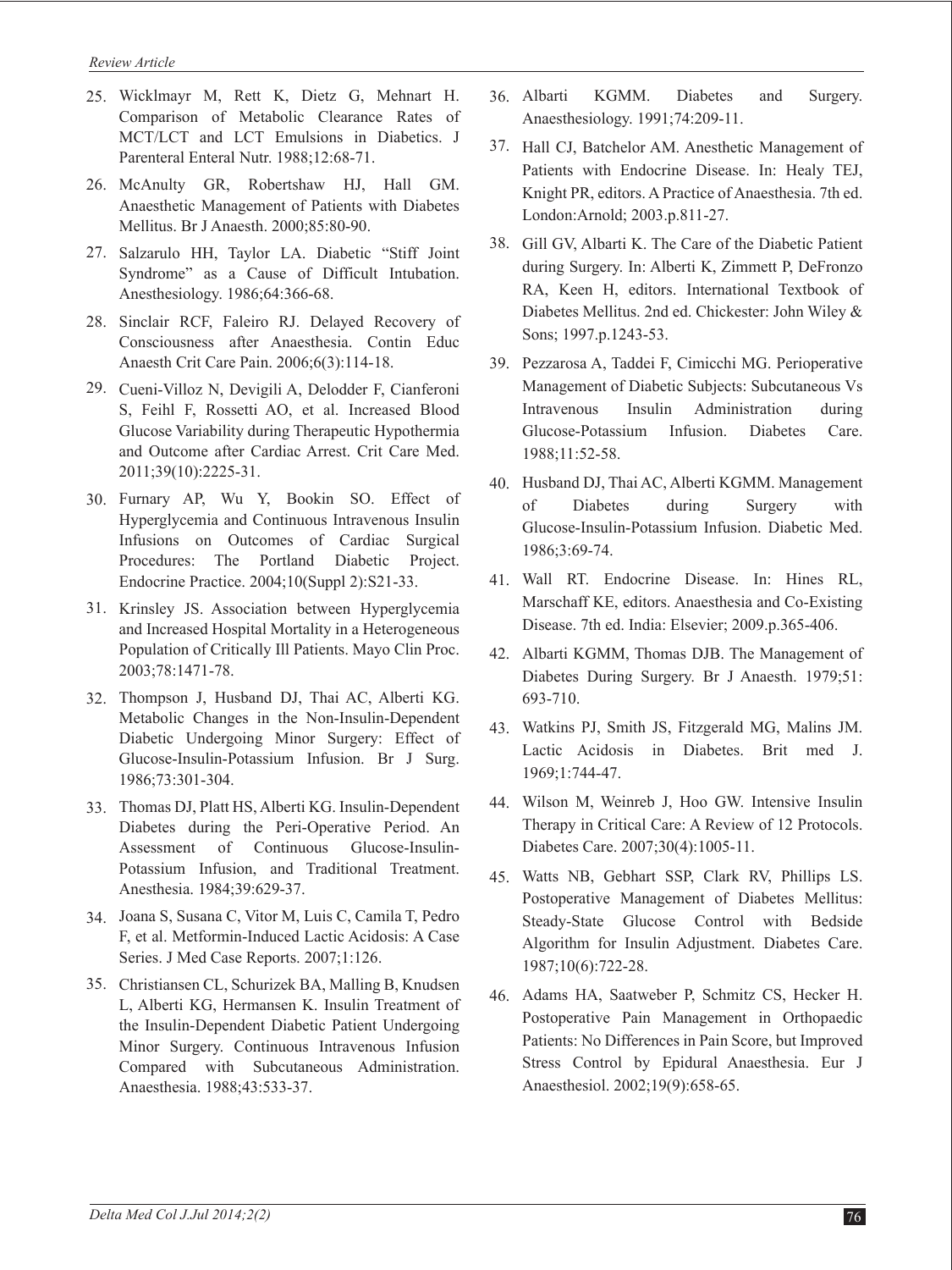25. Wicklmayr M, Rett K, Dietz G, Mehnart H. Comparison of Metabolic Clearance Rates of MCT/LCT and LCT Emulsions in Diabetics. J Parenteral Enteral Nutr. 1988;12:68-71.
26. McAnulty GR, Robertshaw HJ, Hall GM. Anaesthetic Management of Patients with Diabetes Mellitus. Br J Anaesth. 2000;85:80-90.
27. Salzarulo HH, Taylor LA. Diabetic "Stiff Joint Syndrome" as a Cause of Difficult Intubation. Anesthesiology. 1986;64:366-68.
28. Sinclair RCF, Faleiro RJ. Delayed Recovery of Consciousness after Anaesthesia. Contin Educ Anaesth Crit Care Pain. 2006;6(3):114-18.
29. Cueni-Villoz N, Devigili A, Delodder F, Cianferoni S, Feihl F, Rossetti AO, et al. Increased Blood Glucose Variability during Therapeutic Hypothermia and Outcome after Cardiac Arrest. Crit Care Med. 2011;39(10):2225-31.
30. Furnary AP, Wu Y, Bookin SO. Effect of Hyperglycemia and Continuous Intravenous Insulin Infusions on Outcomes of Cardiac Surgical Procedures: The Portland Diabetic Project. Endocrine Practice. 2004;10(Suppl 2):S21-33.
31. Krinsley JS. Association between Hyperglycemia and Increased Hospital Mortality in a Heterogeneous Population of Critically Ill Patients. Mayo Clin Proc. 2003;78:1471-78.
32. Thompson J, Husband DJ, Thai AC, Alberti KG. Metabolic Changes in the Non-Insulin-Dependent Diabetic Undergoing Minor Surgery: Effect of Glucose-Insulin-Potassium Infusion. Br J Surg. 1986;73:301-304.
33. Thomas DJ, Platt HS, Alberti KG. Insulin-Dependent Diabetes during the Peri-Operative Period. An Assessment of Continuous Glucose-Insulin-Potassium Infusion, and Traditional Treatment. Anesthesia. 1984;39:629-37.
34. Joana S, Susana C, Vitor M, Luis C, Camila T, Pedro F, et al. Metformin-Induced Lactic Acidosis: A Case Series. J Med Case Reports. 2007;1:126.
35. Christiansen CL, Schurizek BA, Malling B, Knudsen L, Alberti KG, Hermansen K. Insulin Treatment of the Insulin-Dependent Diabetic Patient Undergoing Minor Surgery. Continuous Intravenous Infusion Compared with Subcutaneous Administration. Anaesthesia. 1988;43:533-37.
36. Albarti KGMM. Diabetes and Surgery. Anaesthesiology. 1991;74:209-11.
37. Hall CJ, Batchelor AM. Anesthetic Management of Patients with Endocrine Disease. In: Healy TEJ, Knight PR, editors. A Practice of Anaesthesia. 7th ed. London:Arnold; 2003.p.811-27.
38. Gill GV, Albarti K. The Care of the Diabetic Patient during Surgery. In: Alberti K, Zimmett P, DeFronzo RA, Keen H, editors. International Textbook of Diabetes Mellitus. 2nd ed. Chickester: John Wiley & Sons; 1997.p.1243-53.
39. Pezzarosa A, Taddei F, Cimicchi MG. Perioperative Management of Diabetic Subjects: Subcutaneous Vs Intravenous Insulin Administration during Glucose-Potassium Infusion. Diabetes Care. 1988;11:52-58.
40. Husband DJ, Thai AC, Alberti KGMM. Management of Diabetes during Surgery with Glucose-Insulin-Potassium Infusion. Diabetic Med. 1986;3:69-74.
41. Wall RT. Endocrine Disease. In: Hines RL, Marschaff KE, editors. Anaesthesia and Co-Existing Disease. 7th ed. India: Elsevier; 2009.p.365-406.
42. Albarti KGMM, Thomas DJB. The Management of Diabetes During Surgery. Br J Anaesth. 1979;51: 693-710.
43. Watkins PJ, Smith JS, Fitzgerald MG, Malins JM. Lactic Acidosis in Diabetes. Brit med J. 1969;1:744-47.
44. Wilson M, Weinreb J, Hoo GW. Intensive Insulin Therapy in Critical Care: A Review of 12 Protocols. Diabetes Care. 2007;30(4):1005-11.
45. Watts NB, Gebhart SSP, Clark RV, Phillips LS. Postoperative Management of Diabetes Mellitus: Steady-State Glucose Control with Bedside Algorithm for Insulin Adjustment. Diabetes Care. 1987;10(6):722-28.
46. Adams HA, Saatweber P, Schmitz CS, Hecker H. Postoperative Pain Management in Orthopaedic Patients: No Differences in Pain Score, but Improved Stress Control by Epidural Anaesthesia. Eur J Anaesthesiol. 2002;19(9):658-65.